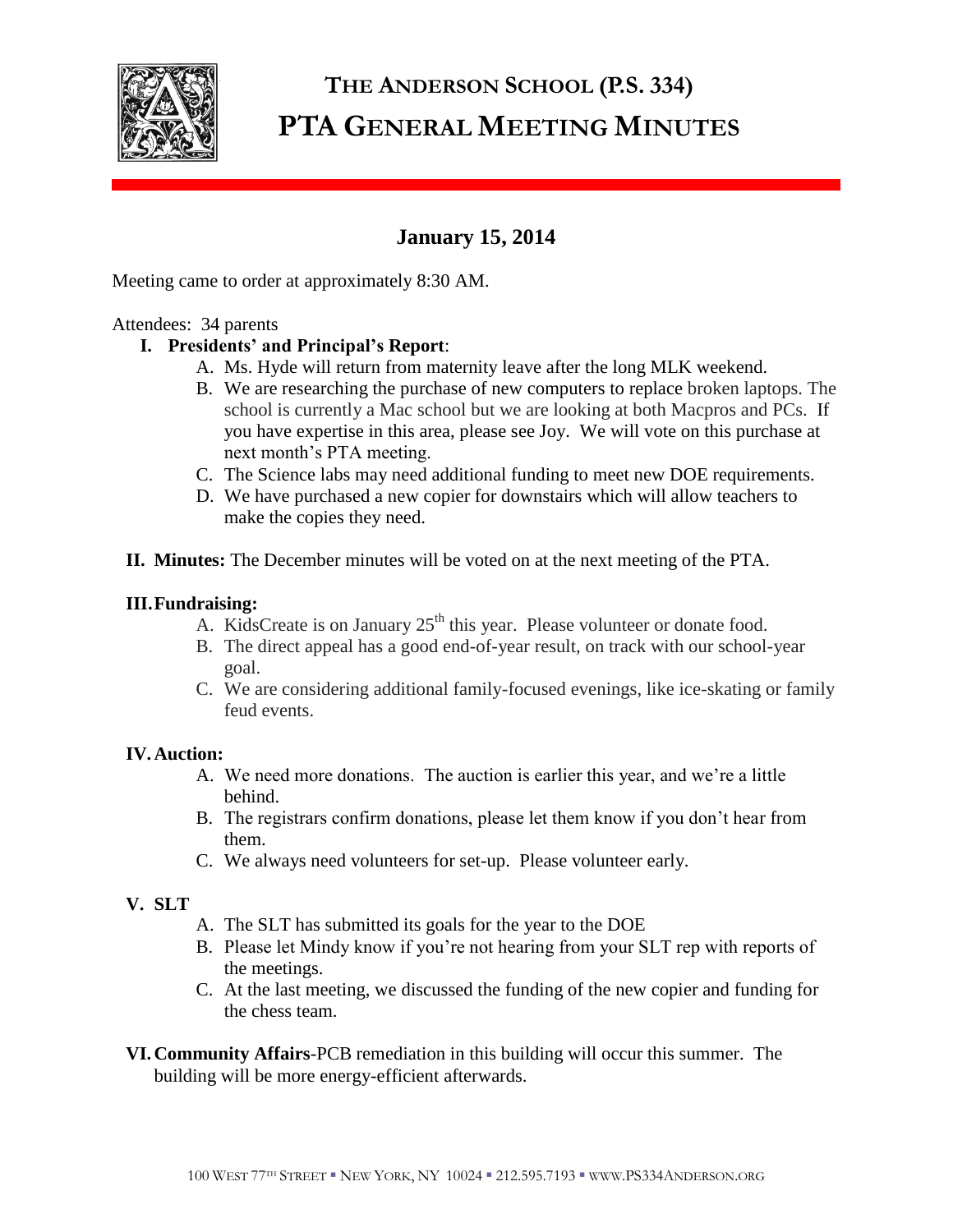# THE ANDERSON SCHOOL (P.S. 334)
# PTA GENERAL MEETING MINUTES

## January 15, 2014

Meeting came to order at approximately 8:30 AM.

Attendees: 34 parents

**I. Presidents' and Principal's Report**:

A. Ms. Hyde will return from maternity leave after the long MLK weekend.
B. We are researching the purchase of new computers to replace broken laptops. The school is currently a Mac school but we are looking at both Macpros and PCs. If you have expertise in this area, please see Joy. We will vote on this purchase at next month's PTA meeting.
C. The Science labs may need additional funding to meet new DOE requirements.
D. We have purchased a new copier for downstairs which will allow teachers to make the copies they need.

**II. Minutes:** The December minutes will be voted on at the next meeting of the PTA.

**III. Fundraising:**

A. KidsCreate is on January 25th this year. Please volunteer or donate food.
B. The direct appeal has a good end-of-year result, on track with our school-year goal.
C. We are considering additional family-focused evenings, like ice-skating or family feud events.

**IV. Auction:**

A. We need more donations. The auction is earlier this year, and we're a little behind.
B. The registrars confirm donations, please let them know if you don't hear from them.
C. We always need volunteers for set-up. Please volunteer early.

**V. SLT**

A. The SLT has submitted its goals for the year to the DOE
B. Please let Mindy know if you're not hearing from your SLT rep with reports of the meetings.
C. At the last meeting, we discussed the funding of the new copier and funding for the chess team.

**VI. Community Affairs**-PCB remediation in this building will occur this summer. The building will be more energy-efficient afterwards.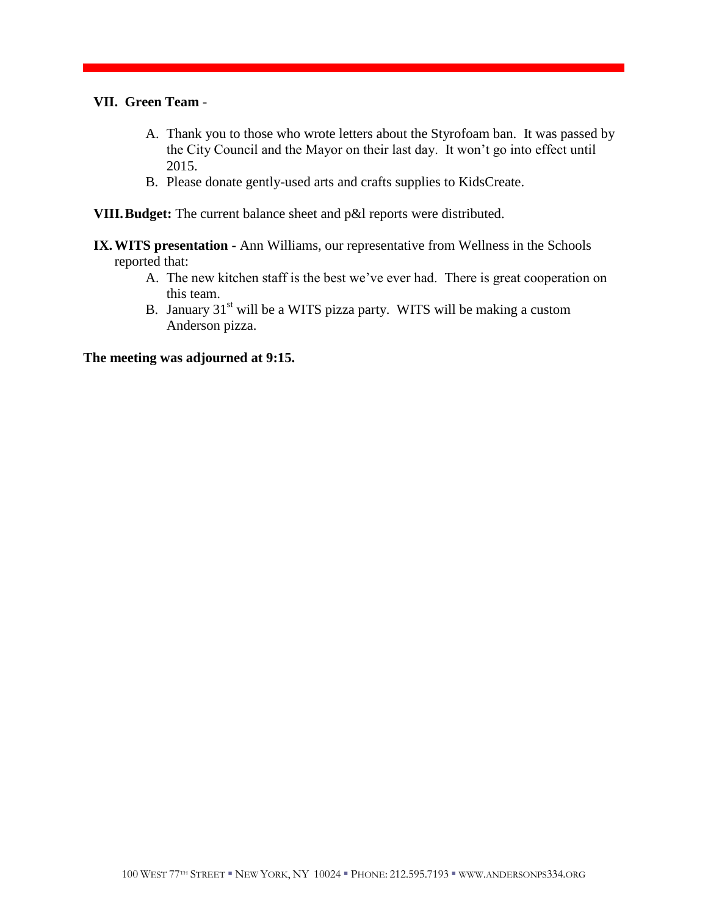**VII. Green Team** -

A. Thank you to those who wrote letters about the Styrofoam ban. It was passed by the City Council and the Mayor on their last day. It won't go into effect until 2015.
B. Please donate gently-used arts and crafts supplies to KidsCreate.

**VIII. Budget:** The current balance sheet and p&l reports were distributed.

**IX. WITS presentation -** Ann Williams, our representative from Wellness in the Schools reported that:

A. The new kitchen staff is the best we've ever had. There is great cooperation on this team.
B. January 31st will be a WITS pizza party. WITS will be making a custom Anderson pizza.

**The meeting was adjourned at 9:15.**